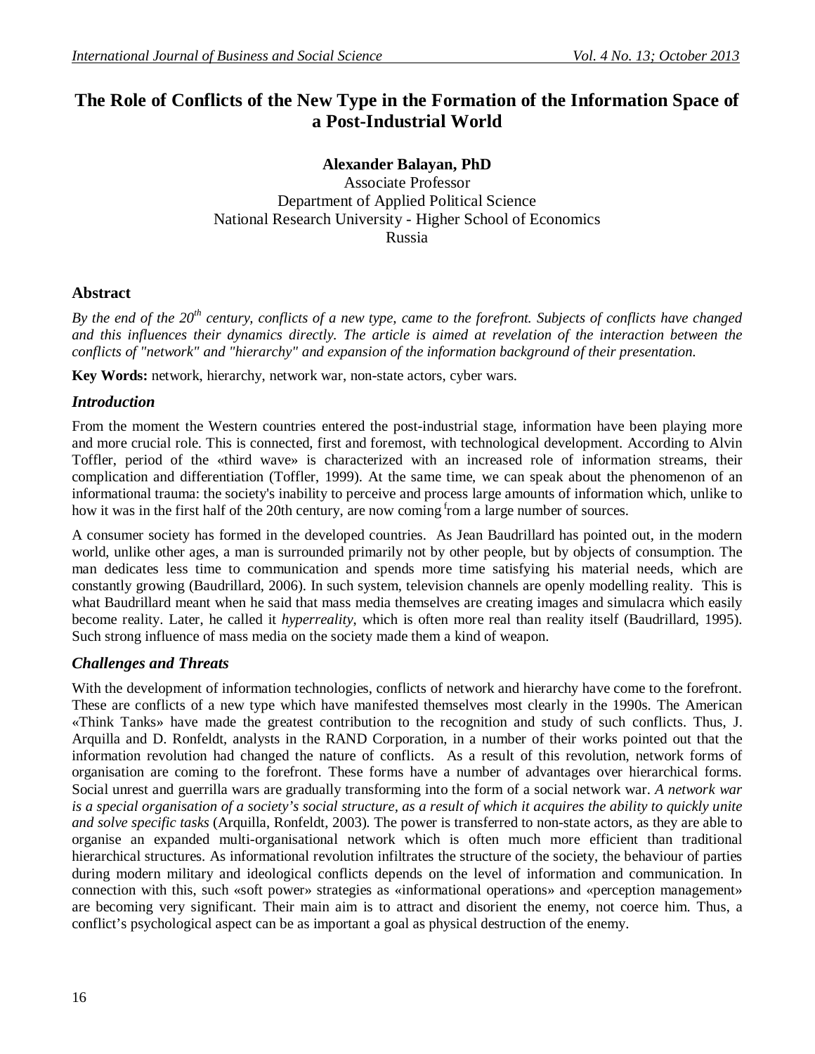# The Role of Conflicts of the New Type in the Formation of the Information Space of a Post-Industrial World

**Alexander Balayan, PhD**
Associate Professor
Department of Applied Political Science
National Research University - Higher School of Economics
Russia

## Abstract

*By the end of the 20th century, conflicts of a new type, came to the forefront. Subjects of conflicts have changed and this influences their dynamics directly. The article is aimed at revelation of the interaction between the conflicts of "network" and "hierarchy" and expansion of the information background of their presentation.*

**Key Words:** network, hierarchy, network war, non-state actors, cyber wars.

## *Introduction*

From the moment the Western countries entered the post-industrial stage, information have been playing more and more crucial role. This is connected, first and foremost, with technological development. According to Alvin Toffler, period of the «third wave» is characterized with an increased role of information streams, their complication and differentiation (Toffler, 1999). At the same time, we can speak about the phenomenon of an informational trauma: the society's inability to perceive and process large amounts of information which, unlike to how it was in the first half of the 20th century, are now coming from a large number of sources.

A consumer society has formed in the developed countries. As Jean Baudrillard has pointed out, in the modern world, unlike other ages, a man is surrounded primarily not by other people, but by objects of consumption. The man dedicates less time to communication and spends more time satisfying his material needs, which are constantly growing (Baudrillard, 2006). In such system, television channels are openly modelling reality. This is what Baudrillard meant when he said that mass media themselves are creating images and simulacra which easily become reality. Later, he called it *hyperreality*, which is often more real than reality itself (Baudrillard, 1995). Such strong influence of mass media on the society made them a kind of weapon.

## *Challenges and Threats*

With the development of information technologies, conflicts of network and hierarchy have come to the forefront. These are conflicts of a new type which have manifested themselves most clearly in the 1990s. The American «Think Tanks» have made the greatest contribution to the recognition and study of such conflicts. Thus, J. Arquilla and D. Ronfeldt, analysts in the RAND Corporation, in a number of their works pointed out that the information revolution had changed the nature of conflicts. As a result of this revolution, network forms of organisation are coming to the forefront. These forms have a number of advantages over hierarchical forms. Social unrest and guerrilla wars are gradually transforming into the form of a social network war. *A network war is a special organisation of a society's social structure, as a result of which it acquires the ability to quickly unite and solve specific tasks* (Arquilla, Ronfeldt, 2003). The power is transferred to non-state actors, as they are able to organise an expanded multi-organisational network which is often much more efficient than traditional hierarchical structures. As informational revolution infiltrates the structure of the society, the behaviour of parties during modern military and ideological conflicts depends on the level of information and communication. In connection with this, such «soft power» strategies as «informational operations» and «perception management» are becoming very significant. Their main aim is to attract and disorient the enemy, not coerce him. Thus, a conflict's psychological aspect can be as important a goal as physical destruction of the enemy.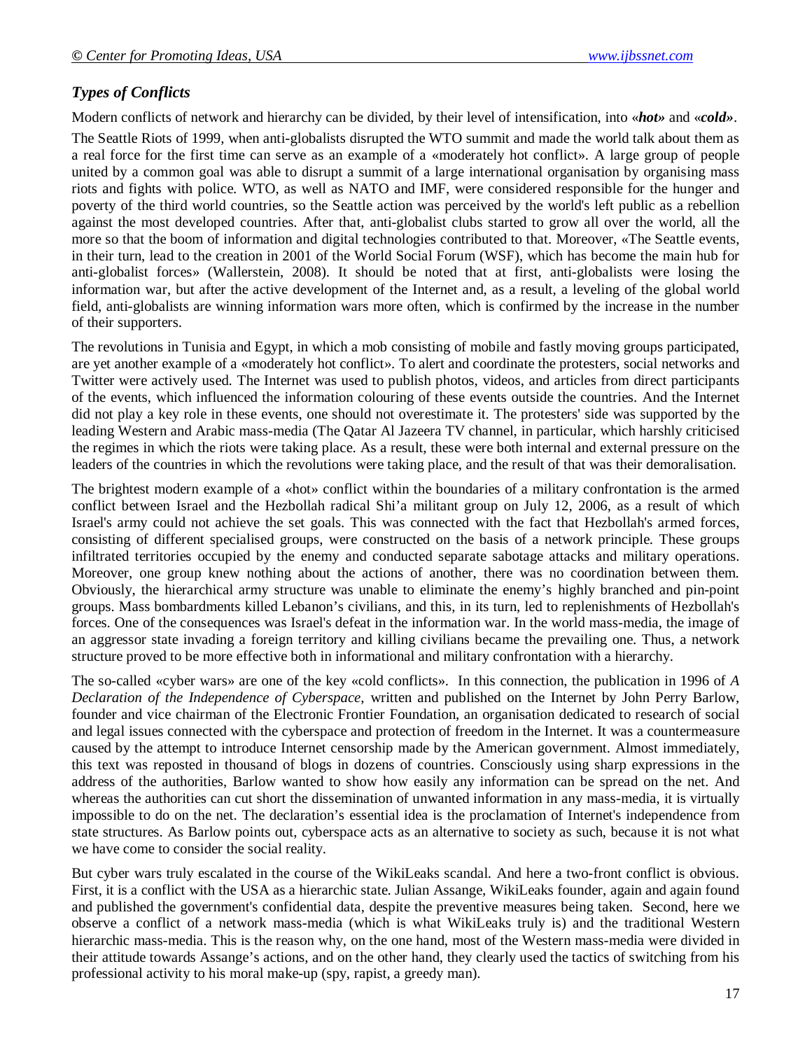## *Types of Conflicts*

Modern conflicts of network and hierarchy can be divided, by their level of intensification, into «***hot»*** and «***cold»***.

The Seattle Riots of 1999, when anti-globalists disrupted the WTO summit and made the world talk about them as a real force for the first time can serve as an example of a «moderately hot conflict». A large group of people united by a common goal was able to disrupt a summit of a large international organisation by organising mass riots and fights with police. WTO, as well as NATO and IMF, were considered responsible for the hunger and poverty of the third world countries, so the Seattle action was perceived by the world's left public as a rebellion against the most developed countries. After that, anti-globalist clubs started to grow all over the world, all the more so that the boom of information and digital technologies contributed to that. Moreover, «The Seattle events, in their turn, lead to the creation in 2001 of the World Social Forum (WSF), which has become the main hub for anti-globalist forces» (Wallerstein, 2008). It should be noted that at first, anti-globalists were losing the information war, but after the active development of the Internet and, as a result, a leveling of the global world field, anti-globalists are winning information wars more often, which is confirmed by the increase in the number of their supporters.

The revolutions in Tunisia and Egypt, in which a mob consisting of mobile and fastly moving groups participated, are yet another example of a «moderately hot conflict». To alert and coordinate the protesters, social networks and Twitter were actively used. The Internet was used to publish photos, videos, and articles from direct participants of the events, which influenced the information colouring of these events outside the countries. And the Internet did not play a key role in these events, one should not overestimate it. The protesters' side was supported by the leading Western and Arabic mass-media (The Qatar Al Jazeera TV channel, in particular, which harshly criticised the regimes in which the riots were taking place. As a result, these were both internal and external pressure on the leaders of the countries in which the revolutions were taking place, and the result of that was their demoralisation.

The brightest modern example of a «hot» conflict within the boundaries of a military confrontation is the armed conflict between Israel and the Hezbollah radical Shi'a militant group on July 12, 2006, as a result of which Israel's army could not achieve the set goals. This was connected with the fact that Hezbollah's armed forces, consisting of different specialised groups, were constructed on the basis of a network principle. These groups infiltrated territories occupied by the enemy and conducted separate sabotage attacks and military operations. Moreover, one group knew nothing about the actions of another, there was no coordination between them. Obviously, the hierarchical army structure was unable to eliminate the enemy's highly branched and pin-point groups. Mass bombardments killed Lebanon's civilians, and this, in its turn, led to replenishments of Hezbollah's forces. One of the consequences was Israel's defeat in the information war. In the world mass-media, the image of an aggressor state invading a foreign territory and killing civilians became the prevailing one. Thus, a network structure proved to be more effective both in informational and military confrontation with a hierarchy.

The so-called «cyber wars» are one of the key «cold conflicts». In this connection, the publication in 1996 of *A Declaration of the Independence of Cyberspace*, written and published on the Internet by John Perry Barlow, founder and vice chairman of the Electronic Frontier Foundation, an organisation dedicated to research of social and legal issues connected with the cyberspace and protection of freedom in the Internet. It was a countermeasure caused by the attempt to introduce Internet censorship made by the American government. Almost immediately, this text was reposted in thousand of blogs in dozens of countries. Consciously using sharp expressions in the address of the authorities, Barlow wanted to show how easily any information can be spread on the net. And whereas the authorities can cut short the dissemination of unwanted information in any mass-media, it is virtually impossible to do on the net. The declaration's essential idea is the proclamation of Internet's independence from state structures. As Barlow points out, cyberspace acts as an alternative to society as such, because it is not what we have come to consider the social reality.

But cyber wars truly escalated in the course of the WikiLeaks scandal. And here a two-front conflict is obvious. First, it is a conflict with the USA as a hierarchic state. Julian Assange, WikiLeaks founder, again and again found and published the government's confidential data, despite the preventive measures being taken. Second, here we observe a conflict of a network mass-media (which is what WikiLeaks truly is) and the traditional Western hierarchic mass-media. This is the reason why, on the one hand, most of the Western mass-media were divided in their attitude towards Assange's actions, and on the other hand, they clearly used the tactics of switching from his professional activity to his moral make-up (spy, rapist, a greedy man).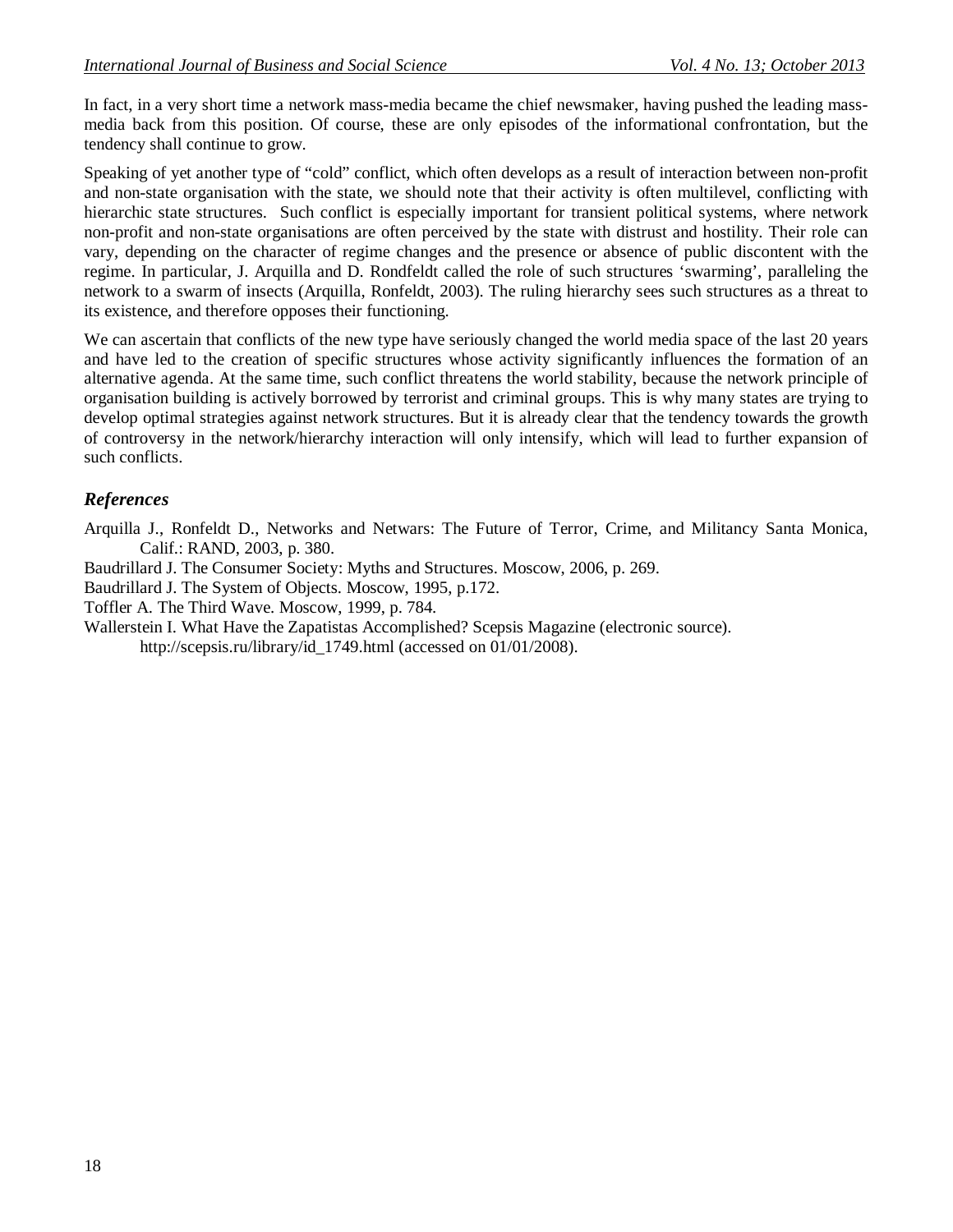In fact, in a very short time a network mass-media became the chief newsmaker, having pushed the leading mass-media back from this position. Of course, these are only episodes of the informational confrontation, but the tendency shall continue to grow.

Speaking of yet another type of "cold" conflict, which often develops as a result of interaction between non-profit and non-state organisation with the state, we should note that their activity is often multilevel, conflicting with hierarchic state structures. Such conflict is especially important for transient political systems, where network non-profit and non-state organisations are often perceived by the state with distrust and hostility. Their role can vary, depending on the character of regime changes and the presence or absence of public discontent with the regime. In particular, J. Arquilla and D. Rondfeldt called the role of such structures 'swarming', paralleling the network to a swarm of insects (Arquilla, Ronfeldt, 2003). The ruling hierarchy sees such structures as a threat to its existence, and therefore opposes their functioning.

We can ascertain that conflicts of the new type have seriously changed the world media space of the last 20 years and have led to the creation of specific structures whose activity significantly influences the formation of an alternative agenda. At the same time, such conflict threatens the world stability, because the network principle of organisation building is actively borrowed by terrorist and criminal groups. This is why many states are trying to develop optimal strategies against network structures. But it is already clear that the tendency towards the growth of controversy in the network/hierarchy interaction will only intensify, which will lead to further expansion of such conflicts.

## *References*

Arquilla J., Ronfeldt D., Networks and Netwars: The Future of Terror, Crime, and Militancy Santa Monica, Calif.: RAND, 2003, p. 380.

Baudrillard J. The Consumer Society: Myths and Structures. Moscow, 2006, p. 269.

Baudrillard J. The System of Objects. Moscow, 1995, p.172.

Toffler A. The Third Wave. Moscow, 1999, p. 784.

Wallerstein I. What Have the Zapatistas Accomplished? Scepsis Magazine (electronic source). http://scepsis.ru/library/id_1749.html (accessed on 01/01/2008).